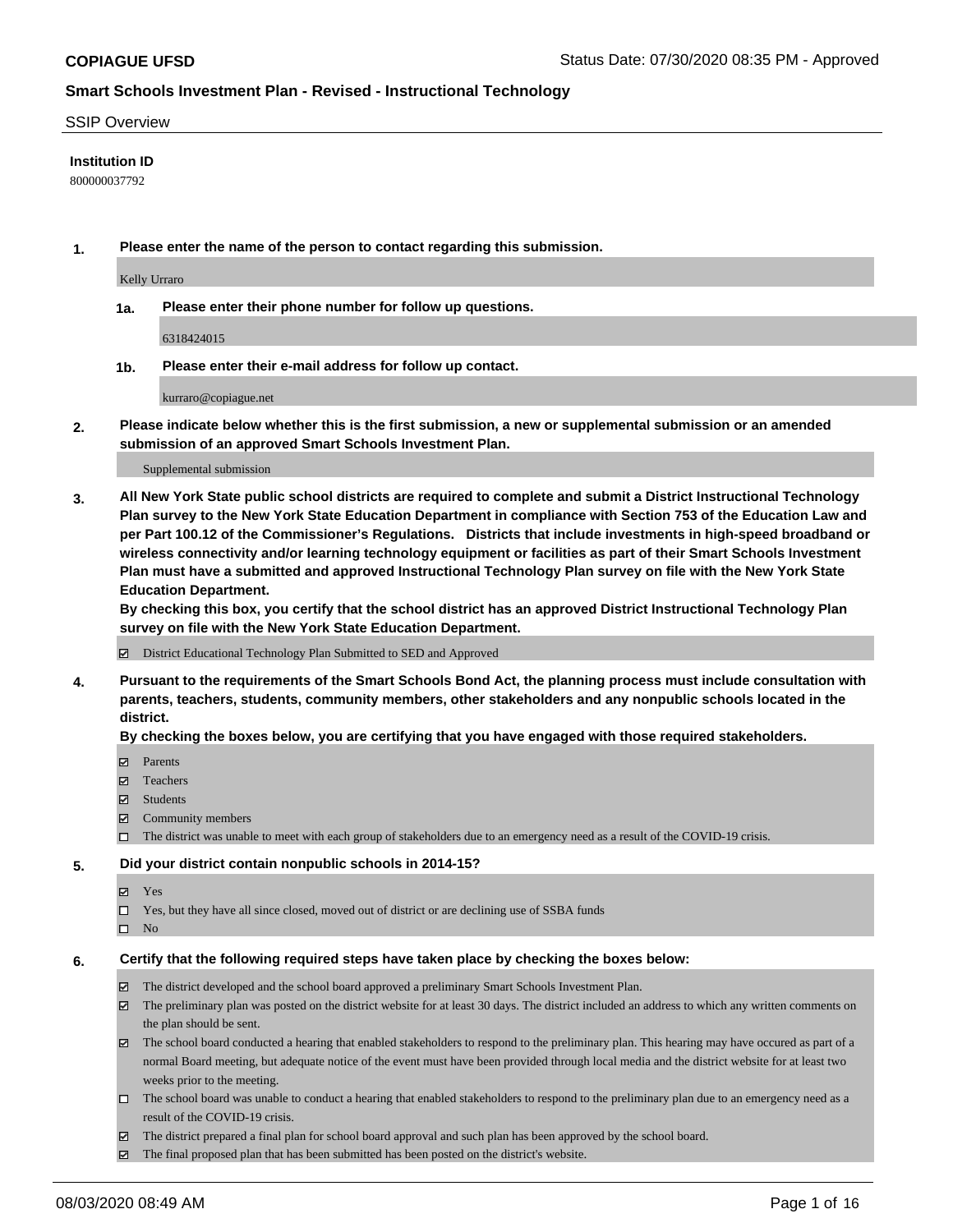**COPIAGUE UFSD** Status Date: 07/30/2020 08:35 PM - Approved

## Smart Schools Investment Plan - Revised - Instructional Technology

SSIP Overview

**Institution ID**

800000037792

**1. Please enter the name of the person to contact regarding this submission.**

Kelly Urraro

**1a. Please enter their phone number for follow up questions.**

6318424015

**1b. Please enter their e-mail address for follow up contact.**

kurraro@copiague.net

**2. Please indicate below whether this is the first submission, a new or supplemental submission or an amended submission of an approved Smart Schools Investment Plan.**

Supplemental submission

**3. All New York State public school districts are required to complete and submit a District Instructional Technology Plan survey to the New York State Education Department in compliance with Section 753 of the Education Law and per Part 100.12 of the Commissioner's Regulations. Districts that include investments in high-speed broadband or wireless connectivity and/or learning technology equipment or facilities as part of their Smart Schools Investment Plan must have a submitted and approved Instructional Technology Plan survey on file with the New York State Education Department.**
**By checking this box, you certify that the school district has an approved District Instructional Technology Plan survey on file with the New York State Education Department.**

- [x] District Educational Technology Plan Submitted to SED and Approved

**4. Pursuant to the requirements of the Smart Schools Bond Act, the planning process must include consultation with parents, teachers, students, community members, other stakeholders and any nonpublic schools located in the district.**
**By checking the boxes below, you are certifying that you have engaged with those required stakeholders.**

- [x] Parents
- [x] Teachers
- [x] Students
- [x] Community members
- [ ] The district was unable to meet with each group of stakeholders due to an emergency need as a result of the COVID-19 crisis.

**5. Did your district contain nonpublic schools in 2014-15?**

- [x] Yes
- [ ] Yes, but they have all since closed, moved out of district or are declining use of SSBA funds
- [ ] No

**6. Certify that the following required steps have taken place by checking the boxes below:**

- [x] The district developed and the school board approved a preliminary Smart Schools Investment Plan.
- [x] The preliminary plan was posted on the district website for at least 30 days. The district included an address to which any written comments on the plan should be sent.
- [x] The school board conducted a hearing that enabled stakeholders to respond to the preliminary plan. This hearing may have occured as part of a normal Board meeting, but adequate notice of the event must have been provided through local media and the district website for at least two weeks prior to the meeting.
- [ ] The school board was unable to conduct a hearing that enabled stakeholders to respond to the preliminary plan due to an emergency need as a result of the COVID-19 crisis.
- [x] The district prepared a final plan for school board approval and such plan has been approved by the school board.
- [x] The final proposed plan that has been submitted has been posted on the district's website.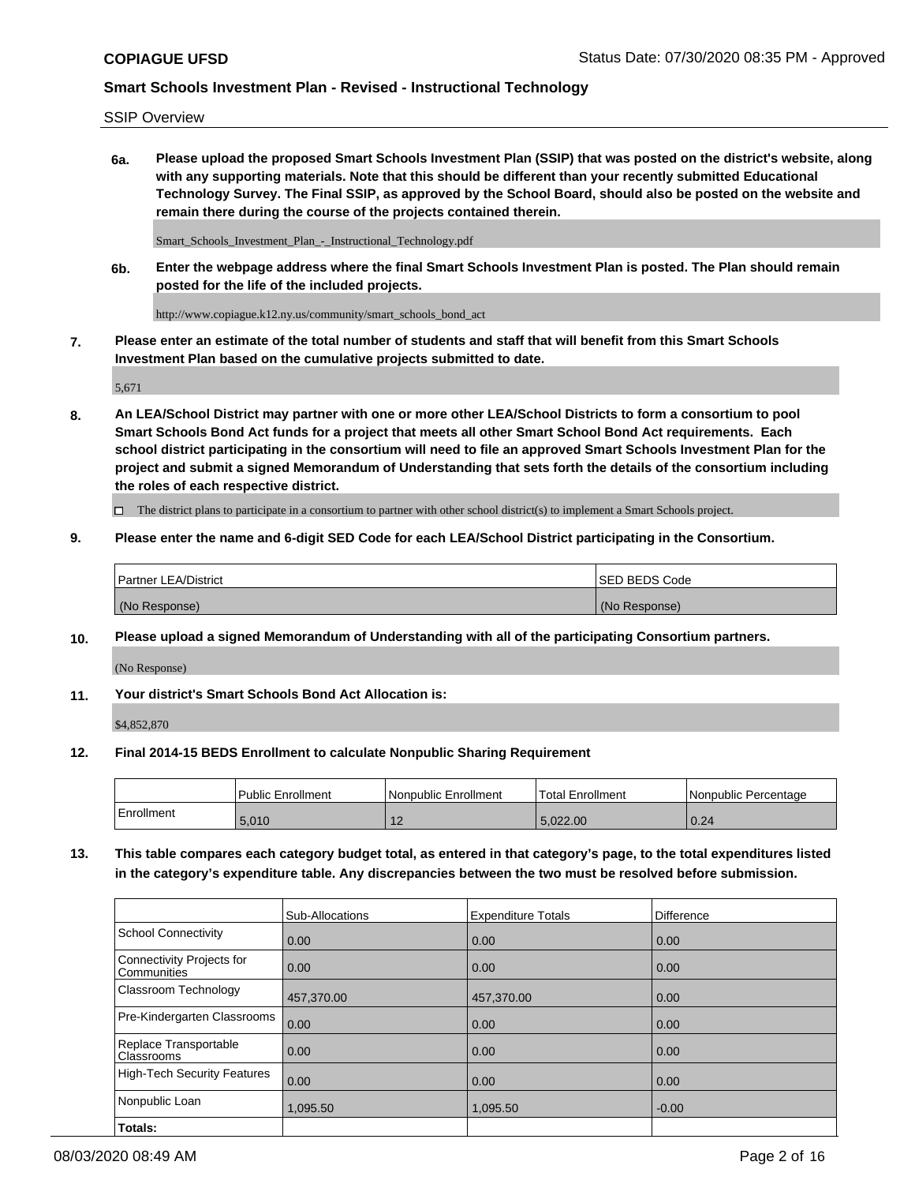SSIP Overview

**6a. Please upload the proposed Smart Schools Investment Plan (SSIP) that was posted on the district's website, along with any supporting materials. Note that this should be different than your recently submitted Educational Technology Survey. The Final SSIP, as approved by the School Board, should also be posted on the website and remain there during the course of the projects contained therein.**

Smart_Schools_Investment_Plan_-_Instructional_Technology.pdf

**6b. Enter the webpage address where the final Smart Schools Investment Plan is posted. The Plan should remain posted for the life of the included projects.**

http://www.copiague.k12.ny.us/community/smart_schools_bond_act

**7. Please enter an estimate of the total number of students and staff that will benefit from this Smart Schools Investment Plan based on the cumulative projects submitted to date.**

5,671

**8. An LEA/School District may partner with one or more other LEA/School Districts to form a consortium to pool Smart Schools Bond Act funds for a project that meets all other Smart School Bond Act requirements. Each school district participating in the consortium will need to file an approved Smart Schools Investment Plan for the project and submit a signed Memorandum of Understanding that sets forth the details of the consortium including the roles of each respective district.**

☐ The district plans to participate in a consortium to partner with other school district(s) to implement a Smart Schools project.

**9. Please enter the name and 6-digit SED Code for each LEA/School District participating in the Consortium.**

| Partner LEA/District | SED BEDS Code |
|---|---|
| (No Response) | (No Response) |

**10. Please upload a signed Memorandum of Understanding with all of the participating Consortium partners.**

(No Response)

**11. Your district's Smart Schools Bond Act Allocation is:**

$4,852,870

**12. Final 2014-15 BEDS Enrollment to calculate Nonpublic Sharing Requirement**

| | Public Enrollment | Nonpublic Enrollment | Total Enrollment | Nonpublic Percentage |
|---|---|---|---|---|
| Enrollment | 5,010 | 12 | 5,022.00 | 0.24 |

**13. This table compares each category budget total, as entered in that category's page, to the total expenditures listed in the category's expenditure table. Any discrepancies between the two must be resolved before submission.**

| | Sub-Allocations | Expenditure Totals | Difference |
|---|---|---|---|
| School Connectivity | 0.00 | 0.00 | 0.00 |
| Connectivity Projects for Communities | 0.00 | 0.00 | 0.00 |
| Classroom Technology | 457,370.00 | 457,370.00 | 0.00 |
| Pre-Kindergarten Classrooms | 0.00 | 0.00 | 0.00 |
| Replace Transportable Classrooms | 0.00 | 0.00 | 0.00 |
| High-Tech Security Features | 0.00 | 0.00 | 0.00 |
| Nonpublic Loan | 1,095.50 | 1,095.50 | -0.00 |
| **Totals:** | | | |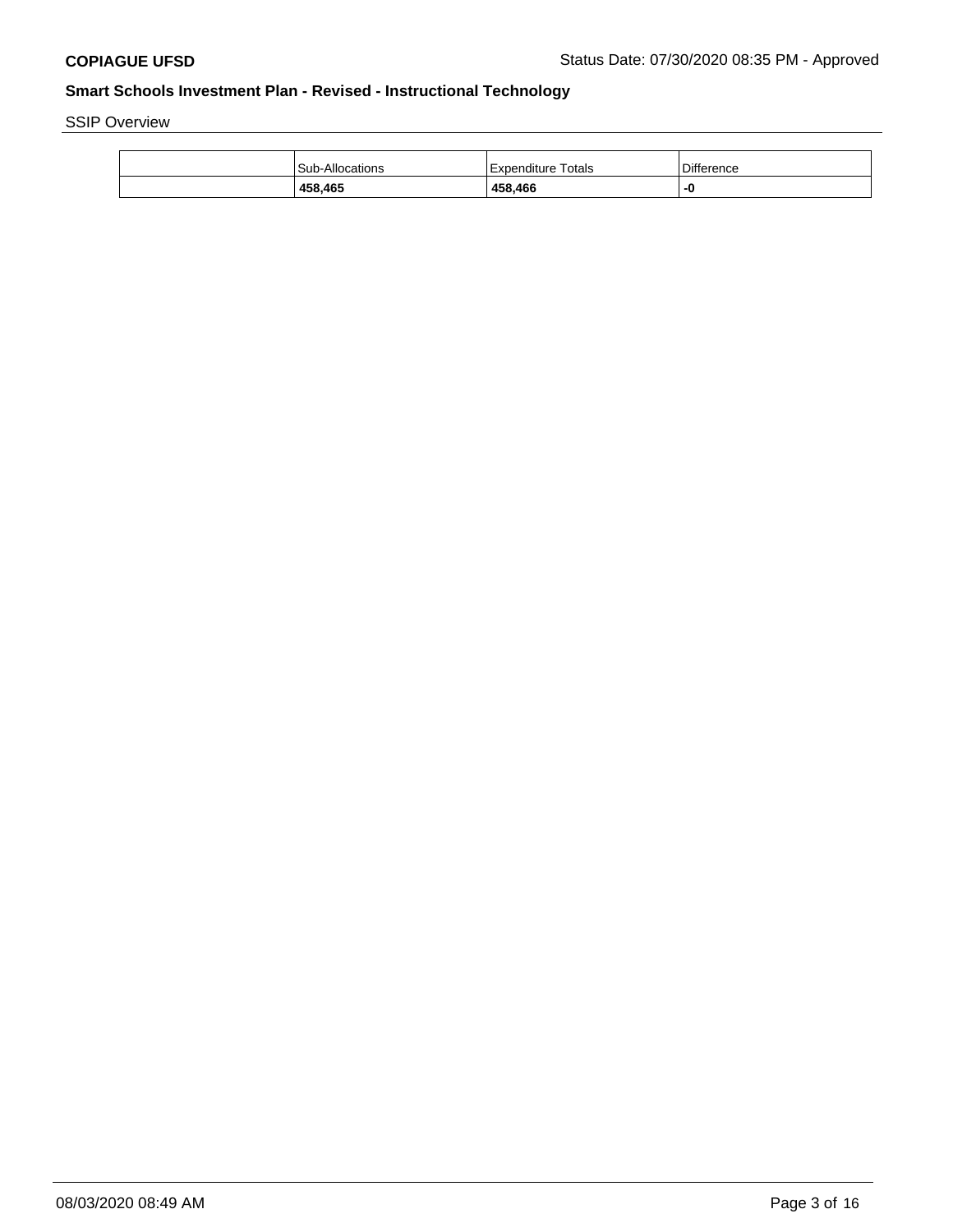**COPIAGUE UFSD** Status Date: 07/30/2020 08:35 PM - Approved

## Smart Schools Investment Plan - Revised - Instructional Technology

SSIP Overview

| | Sub-Allocations | Expenditure Totals | Difference |
|---|---|---|---|
| | **458,465** | **458,466** | **-0** |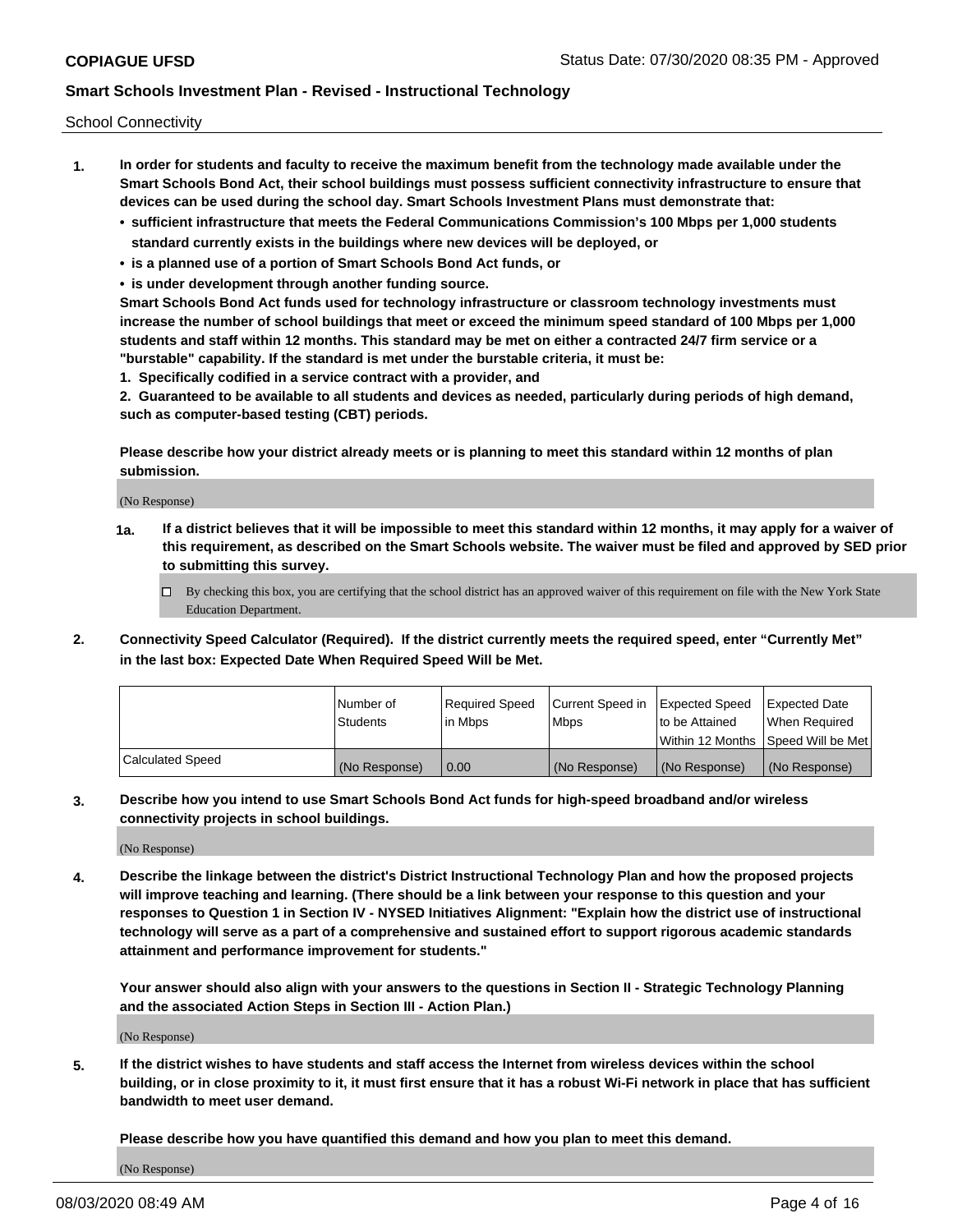School Connectivity

1. **In order for students and faculty to receive the maximum benefit from the technology made available under the Smart Schools Bond Act, their school buildings must possess sufficient connectivity infrastructure to ensure that devices can be used during the school day. Smart Schools Investment Plans must demonstrate that:**
   - **sufficient infrastructure that meets the Federal Communications Commission's 100 Mbps per 1,000 students standard currently exists in the buildings where new devices will be deployed, or**
   - **is a planned use of a portion of Smart Schools Bond Act funds, or**
   - **is under development through another funding source.**

   **Smart Schools Bond Act funds used for technology infrastructure or classroom technology investments must increase the number of school buildings that meet or exceed the minimum speed standard of 100 Mbps per 1,000 students and staff within 12 months. This standard may be met on either a contracted 24/7 firm service or a "burstable" capability. If the standard is met under the burstable criteria, it must be:**

   **1. Specifically codified in a service contract with a provider, and**

   **2. Guaranteed to be available to all students and devices as needed, particularly during periods of high demand, such as computer-based testing (CBT) periods.**

   **Please describe how your district already meets or is planning to meet this standard within 12 months of plan submission.**

   (No Response)

   **1a. If a district believes that it will be impossible to meet this standard within 12 months, it may apply for a waiver of this requirement, as described on the Smart Schools website. The waiver must be filed and approved by SED prior to submitting this survey.**

   ☐ By checking this box, you are certifying that the school district has an approved waiver of this requirement on file with the New York State Education Department.

2. **Connectivity Speed Calculator (Required). If the district currently meets the required speed, enter "Currently Met" in the last box: Expected Date When Required Speed Will be Met.**

| | Number of Students | Required Speed in Mbps | Current Speed in Mbps | Expected Speed to be Attained Within 12 Months | Expected Date When Required Speed Will be Met |
|---|---|---|---|---|---|
| Calculated Speed | (No Response) | 0.00 | (No Response) | (No Response) | (No Response) |

3. **Describe how you intend to use Smart Schools Bond Act funds for high-speed broadband and/or wireless connectivity projects in school buildings.**

   (No Response)

4. **Describe the linkage between the district's District Instructional Technology Plan and how the proposed projects will improve teaching and learning. (There should be a link between your response to this question and your responses to Question 1 in Section IV - NYSED Initiatives Alignment: "Explain how the district use of instructional technology will serve as a part of a comprehensive and sustained effort to support rigorous academic standards attainment and performance improvement for students."**

   **Your answer should also align with your answers to the questions in Section II - Strategic Technology Planning and the associated Action Steps in Section III - Action Plan.)**

   (No Response)

5. **If the district wishes to have students and staff access the Internet from wireless devices within the school building, or in close proximity to it, it must first ensure that it has a robust Wi-Fi network in place that has sufficient bandwidth to meet user demand.**

   **Please describe how you have quantified this demand and how you plan to meet this demand.**

   (No Response)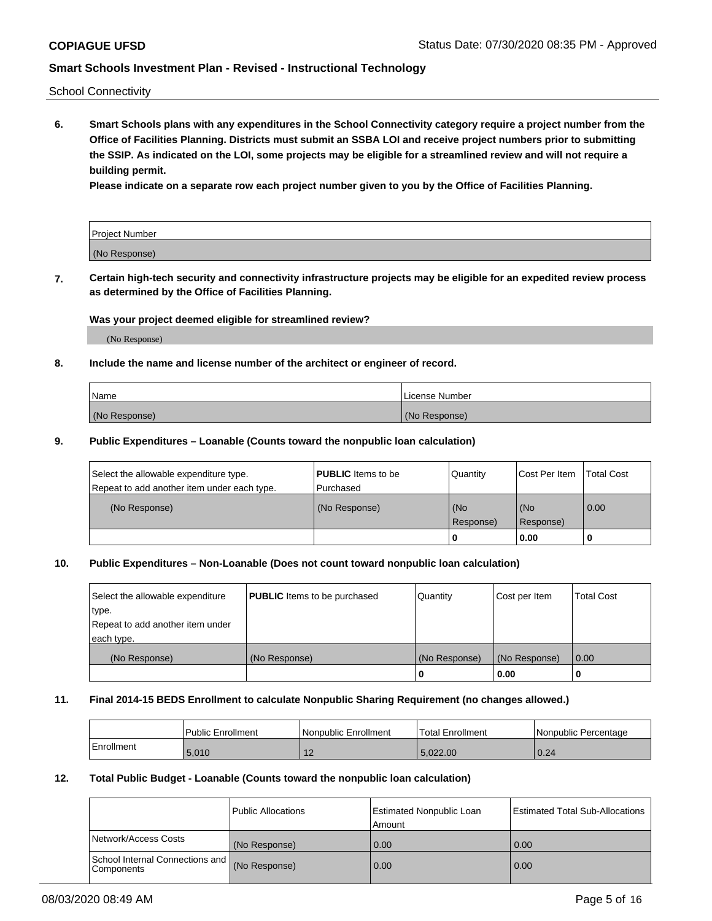School Connectivity

**6. Smart Schools plans with any expenditures in the School Connectivity category require a project number from the Office of Facilities Planning. Districts must submit an SSBA LOI and receive project numbers prior to submitting the SSIP. As indicated on the LOI, some projects may be eligible for a streamlined review and will not require a building permit.**

**Please indicate on a separate row each project number given to you by the Office of Facilities Planning.**

| Project Number |
|---|
| (No Response) |

**7. Certain high-tech security and connectivity infrastructure projects may be eligible for an expedited review process as determined by the Office of Facilities Planning.**

**Was your project deemed eligible for streamlined review?**

(No Response)

**8. Include the name and license number of the architect or engineer of record.**

| Name | License Number |
|---|---|
| (No Response) | (No Response) |

**9. Public Expenditures – Loanable (Counts toward the nonpublic loan calculation)**

| Select the allowable expenditure type. Repeat to add another item under each type. | **PUBLIC** Items to be Purchased | Quantity | Cost Per Item | Total Cost |
|---|---|---|---|---|
| (No Response) | (No Response) | (No Response) | (No Response) | 0.00 |
| | | 0 | 0.00 | 0 |

**10. Public Expenditures – Non-Loanable (Does not count toward nonpublic loan calculation)**

| Select the allowable expenditure type. Repeat to add another item under each type. | **PUBLIC** Items to be purchased | Quantity | Cost per Item | Total Cost |
|---|---|---|---|---|
| (No Response) | (No Response) | (No Response) | (No Response) | 0.00 |
| | | 0 | 0.00 | 0 |

**11. Final 2014-15 BEDS Enrollment to calculate Nonpublic Sharing Requirement (no changes allowed.)**

| | Public Enrollment | Nonpublic Enrollment | Total Enrollment | Nonpublic Percentage |
|---|---|---|---|---|
| Enrollment | 5,010 | 12 | 5,022.00 | 0.24 |

**12. Total Public Budget - Loanable (Counts toward the nonpublic loan calculation)**

| | Public Allocations | Estimated Nonpublic Loan Amount | Estimated Total Sub-Allocations |
|---|---|---|---|
| Network/Access Costs | (No Response) | 0.00 | 0.00 |
| School Internal Connections and Components | (No Response) | 0.00 | 0.00 |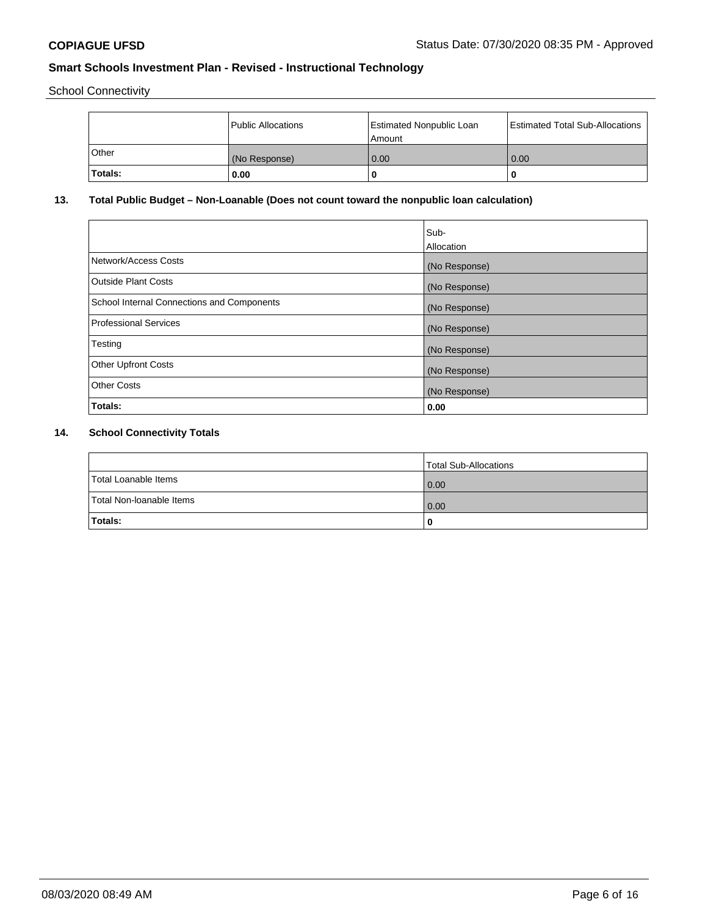School Connectivity

|  | Public Allocations | Estimated Nonpublic Loan Amount | Estimated Total Sub-Allocations |
|---|---|---|---|
| Other | (No Response) | 0.00 | 0.00 |
| **Totals:** | **0.00** | **0** | **0** |

## 13. Total Public Budget – Non-Loanable (Does not count toward the nonpublic loan calculation)

|  | Sub-Allocation |
|---|---|
| Network/Access Costs | (No Response) |
| Outside Plant Costs | (No Response) |
| School Internal Connections and Components | (No Response) |
| Professional Services | (No Response) |
| Testing | (No Response) |
| Other Upfront Costs | (No Response) |
| Other Costs | (No Response) |
| **Totals:** | **0.00** |

## 14. School Connectivity Totals

|  | Total Sub-Allocations |
|---|---|
| Total Loanable Items | 0.00 |
| Total Non-loanable Items | 0.00 |
| **Totals:** | **0** |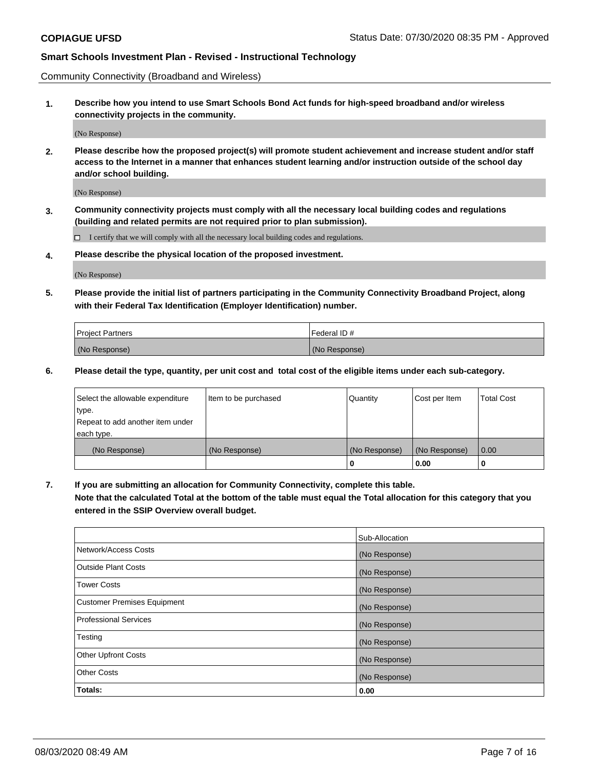Community Connectivity (Broadband and Wireless)

**1. Describe how you intend to use Smart Schools Bond Act funds for high-speed broadband and/or wireless connectivity projects in the community.**

(No Response)

**2. Please describe how the proposed project(s) will promote student achievement and increase student and/or staff access to the Internet in a manner that enhances student learning and/or instruction outside of the school day and/or school building.**

(No Response)

**3. Community connectivity projects must comply with all the necessary local building codes and regulations (building and related permits are not required prior to plan submission).**

☐ I certify that we will comply with all the necessary local building codes and regulations.

**4. Please describe the physical location of the proposed investment.**

(No Response)

**5. Please provide the initial list of partners participating in the Community Connectivity Broadband Project, along with their Federal Tax Identification (Employer Identification) number.**

| Project Partners | Federal ID # |
|---|---|
| (No Response) | (No Response) |

**6. Please detail the type, quantity, per unit cost and total cost of the eligible items under each sub-category.**

| Select the allowable expenditure type. Repeat to add another item under each type. | Item to be purchased | Quantity | Cost per Item | Total Cost |
|---|---|---|---|---|
| (No Response) | (No Response) | (No Response) | (No Response) | 0.00 |
| | | **0** | **0.00** | **0** |

**7. If you are submitting an allocation for Community Connectivity, complete this table. Note that the calculated Total at the bottom of the table must equal the Total allocation for this category that you entered in the SSIP Overview overall budget.**

| | Sub-Allocation |
|---|---|
| Network/Access Costs | (No Response) |
| Outside Plant Costs | (No Response) |
| Tower Costs | (No Response) |
| Customer Premises Equipment | (No Response) |
| Professional Services | (No Response) |
| Testing | (No Response) |
| Other Upfront Costs | (No Response) |
| Other Costs | (No Response) |
| **Totals:** | **0.00** |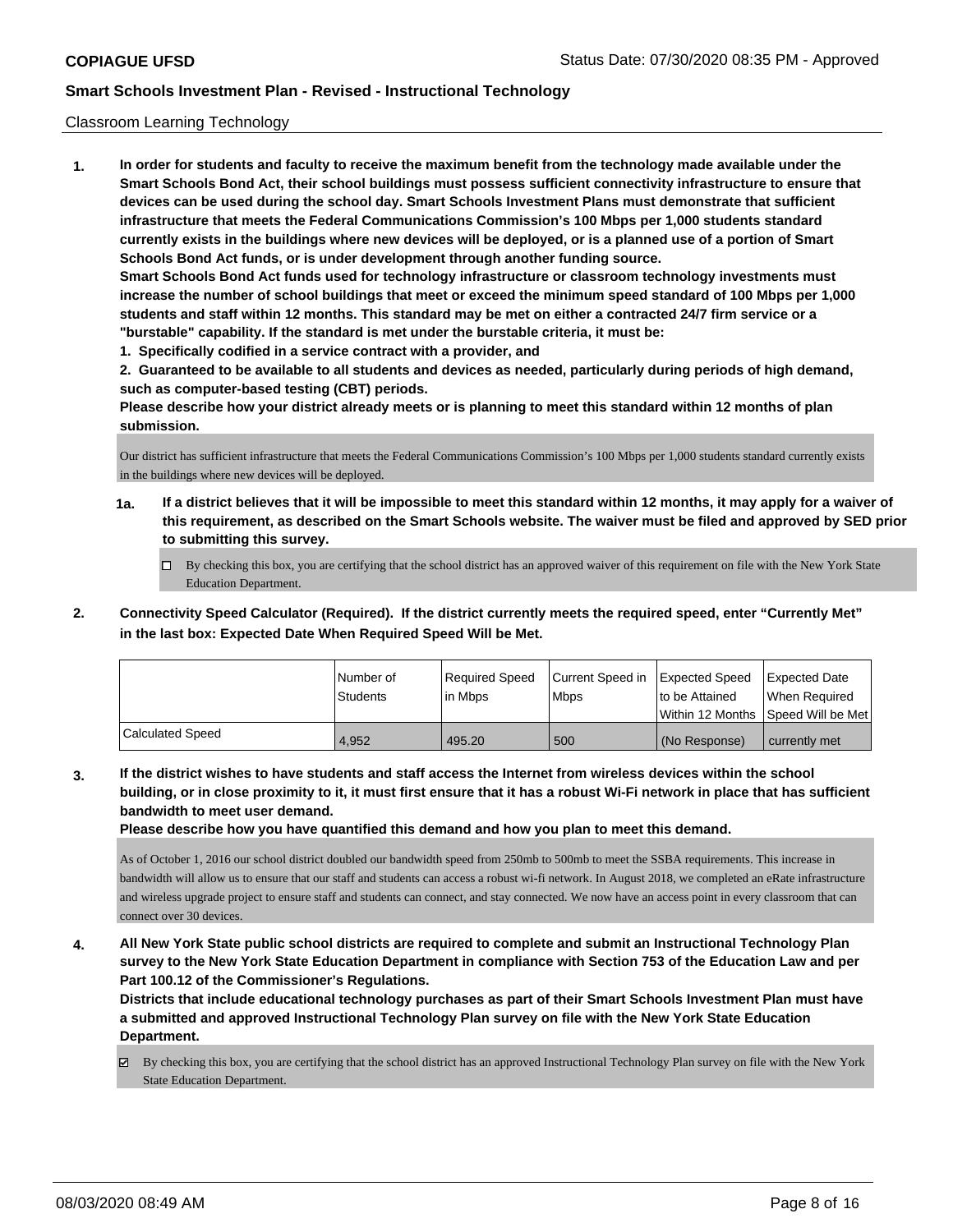Classroom Learning Technology

**1. In order for students and faculty to receive the maximum benefit from the technology made available under the Smart Schools Bond Act, their school buildings must possess sufficient connectivity infrastructure to ensure that devices can be used during the school day. Smart Schools Investment Plans must demonstrate that sufficient infrastructure that meets the Federal Communications Commission's 100 Mbps per 1,000 students standard currently exists in the buildings where new devices will be deployed, or is a planned use of a portion of Smart Schools Bond Act funds, or is under development through another funding source.**

**Smart Schools Bond Act funds used for technology infrastructure or classroom technology investments must increase the number of school buildings that meet or exceed the minimum speed standard of 100 Mbps per 1,000 students and staff within 12 months. This standard may be met on either a contracted 24/7 firm service or a "burstable" capability. If the standard is met under the burstable criteria, it must be:**

**1. Specifically codified in a service contract with a provider, and**

**2. Guaranteed to be available to all students and devices as needed, particularly during periods of high demand, such as computer-based testing (CBT) periods.**

**Please describe how your district already meets or is planning to meet this standard within 12 months of plan submission.**

Our district has sufficient infrastructure that meets the Federal Communications Commission's 100 Mbps per 1,000 students standard currently exists in the buildings where new devices will be deployed.

**1a. If a district believes that it will be impossible to meet this standard within 12 months, it may apply for a waiver of this requirement, as described on the Smart Schools website. The waiver must be filed and approved by SED prior to submitting this survey.**

☐ By checking this box, you are certifying that the school district has an approved waiver of this requirement on file with the New York State Education Department.

**2. Connectivity Speed Calculator (Required). If the district currently meets the required speed, enter "Currently Met" in the last box: Expected Date When Required Speed Will be Met.**

| | Number of Students | Required Speed in Mbps | Current Speed in Mbps | Expected Speed to be Attained Within 12 Months | Expected Date When Required Speed Will be Met |
|---|---|---|---|---|---|
| Calculated Speed | 4,952 | 495.20 | 500 | (No Response) | currently met |

**3. If the district wishes to have students and staff access the Internet from wireless devices within the school building, or in close proximity to it, it must first ensure that it has a robust Wi-Fi network in place that has sufficient bandwidth to meet user demand.**

**Please describe how you have quantified this demand and how you plan to meet this demand.**

As of October 1, 2016 our school district doubled our bandwidth speed from 250mb to 500mb to meet the SSBA requirements. This increase in bandwidth will allow us to ensure that our staff and students can access a robust wi-fi network. In August 2018, we completed an eRate infrastructure and wireless upgrade project to ensure staff and students can connect, and stay connected. We now have an access point in every classroom that can connect over 30 devices.

**4. All New York State public school districts are required to complete and submit an Instructional Technology Plan survey to the New York State Education Department in compliance with Section 753 of the Education Law and per Part 100.12 of the Commissioner's Regulations.**

**Districts that include educational technology purchases as part of their Smart Schools Investment Plan must have a submitted and approved Instructional Technology Plan survey on file with the New York State Education Department.**

☑ By checking this box, you are certifying that the school district has an approved Instructional Technology Plan survey on file with the New York State Education Department.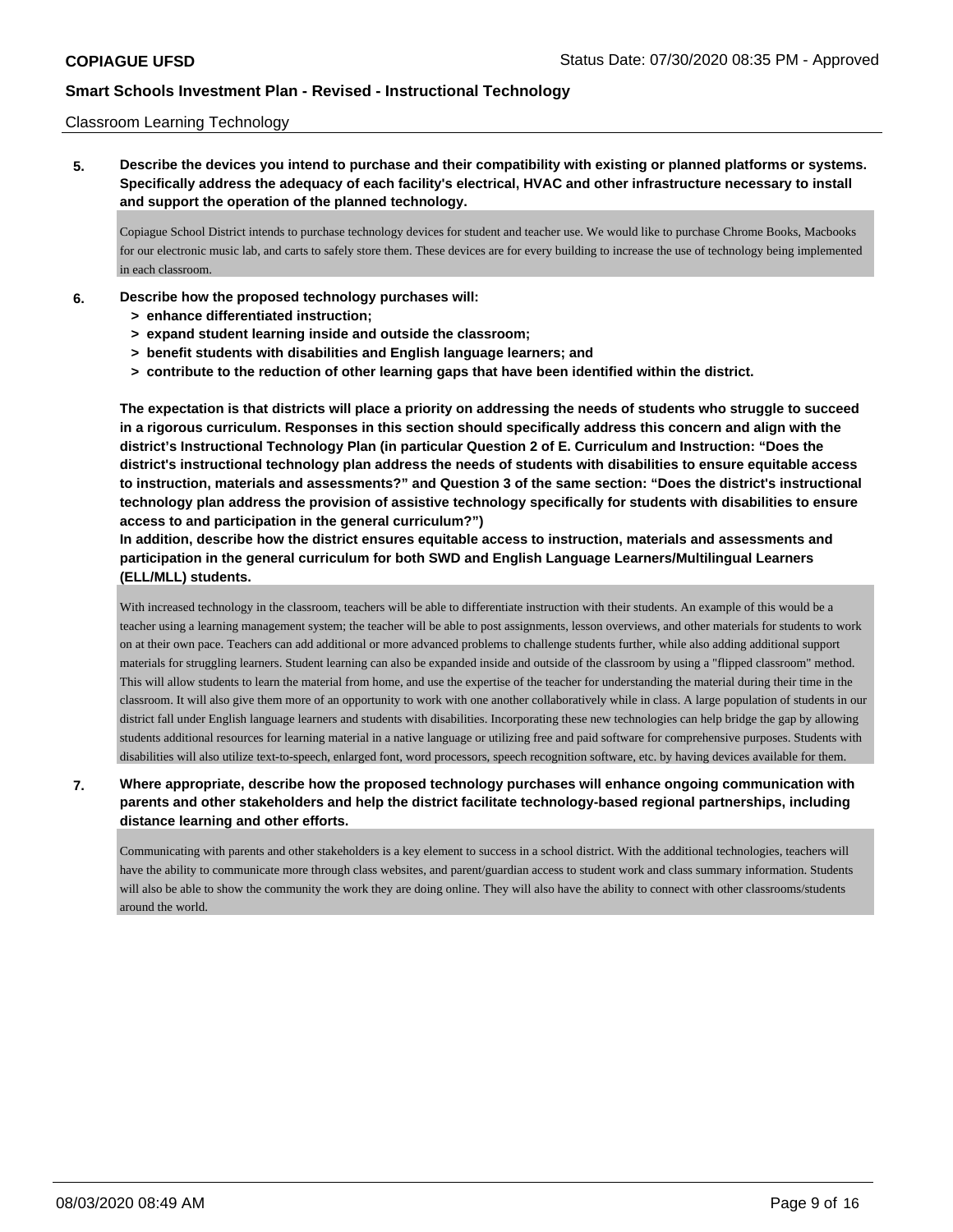Classroom Learning Technology

**5. Describe the devices you intend to purchase and their compatibility with existing or planned platforms or systems. Specifically address the adequacy of each facility's electrical, HVAC and other infrastructure necessary to install and support the operation of the planned technology.**

Copiague School District intends to purchase technology devices for student and teacher use. We would like to purchase Chrome Books, Macbooks for our electronic music lab, and carts to safely store them. These devices are for every building to increase the use of technology being implemented in each classroom.

**6. Describe how the proposed technology purchases will:**
- **> enhance differentiated instruction;**
- **> expand student learning inside and outside the classroom;**
- **> benefit students with disabilities and English language learners; and**
- **> contribute to the reduction of other learning gaps that have been identified within the district.**

**The expectation is that districts will place a priority on addressing the needs of students who struggle to succeed in a rigorous curriculum. Responses in this section should specifically address this concern and align with the district's Instructional Technology Plan (in particular Question 2 of E. Curriculum and Instruction: "Does the district's instructional technology plan address the needs of students with disabilities to ensure equitable access to instruction, materials and assessments?" and Question 3 of the same section: "Does the district's instructional technology plan address the provision of assistive technology specifically for students with disabilities to ensure access to and participation in the general curriculum?")**

**In addition, describe how the district ensures equitable access to instruction, materials and assessments and participation in the general curriculum for both SWD and English Language Learners/Multilingual Learners (ELL/MLL) students.**

With increased technology in the classroom, teachers will be able to differentiate instruction with their students. An example of this would be a teacher using a learning management system; the teacher will be able to post assignments, lesson overviews, and other materials for students to work on at their own pace. Teachers can add additional or more advanced problems to challenge students further, while also adding additional support materials for struggling learners. Student learning can also be expanded inside and outside of the classroom by using a "flipped classroom" method. This will allow students to learn the material from home, and use the expertise of the teacher for understanding the material during their time in the classroom. It will also give them more of an opportunity to work with one another collaboratively while in class. A large population of students in our district fall under English language learners and students with disabilities. Incorporating these new technologies can help bridge the gap by allowing students additional resources for learning material in a native language or utilizing free and paid software for comprehensive purposes. Students with disabilities will also utilize text-to-speech, enlarged font, word processors, speech recognition software, etc. by having devices available for them.

**7. Where appropriate, describe how the proposed technology purchases will enhance ongoing communication with parents and other stakeholders and help the district facilitate technology-based regional partnerships, including distance learning and other efforts.**

Communicating with parents and other stakeholders is a key element to success in a school district. With the additional technologies, teachers will have the ability to communicate more through class websites, and parent/guardian access to student work and class summary information. Students will also be able to show the community the work they are doing online. They will also have the ability to connect with other classrooms/students around the world.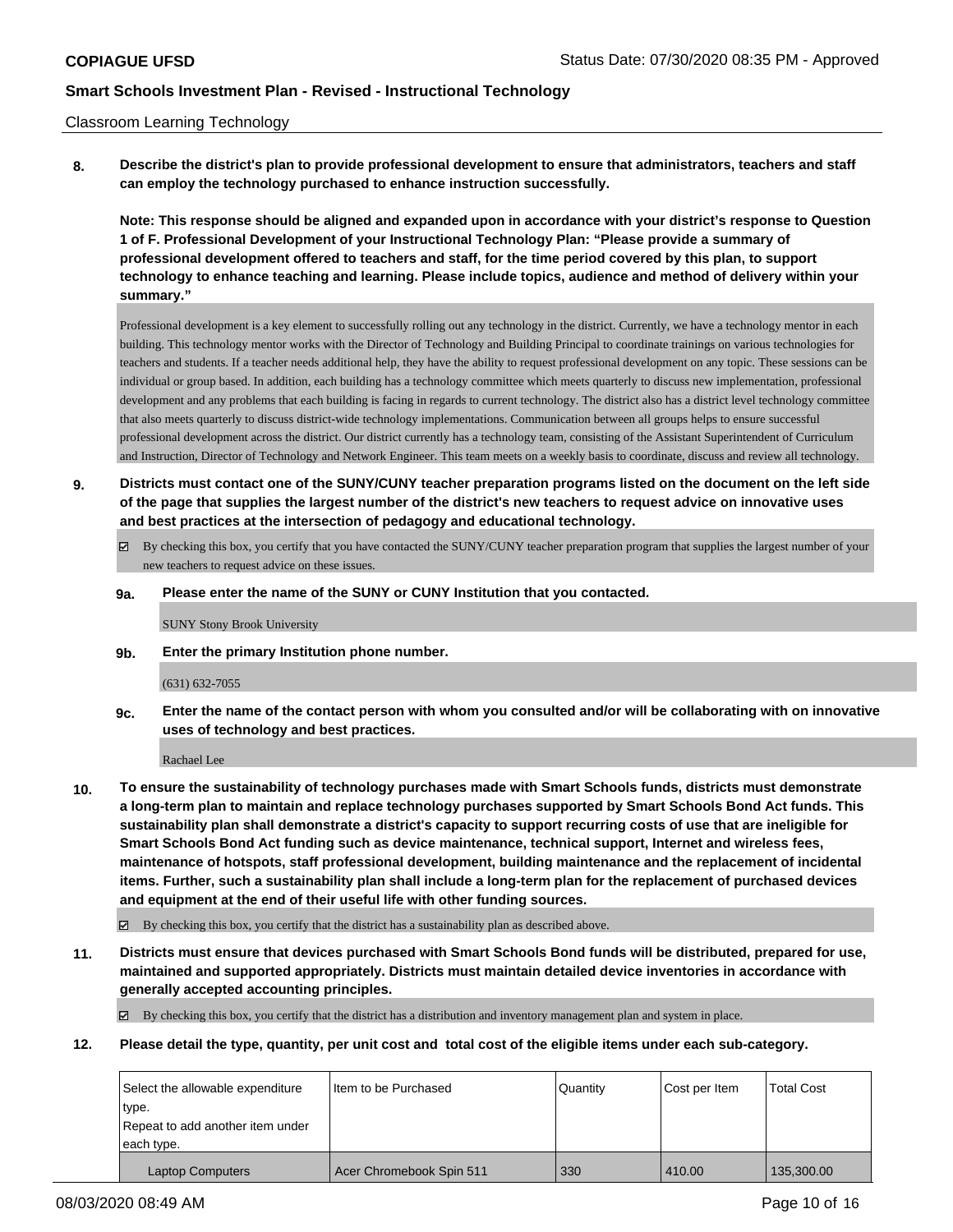Classroom Learning Technology

**8. Describe the district's plan to provide professional development to ensure that administrators, teachers and staff can employ the technology purchased to enhance instruction successfully.**

**Note: This response should be aligned and expanded upon in accordance with your district's response to Question 1 of F. Professional Development of your Instructional Technology Plan: "Please provide a summary of professional development offered to teachers and staff, for the time period covered by this plan, to support technology to enhance teaching and learning. Please include topics, audience and method of delivery within your summary."**

Professional development is a key element to successfully rolling out any technology in the district. Currently, we have a technology mentor in each building. This technology mentor works with the Director of Technology and Building Principal to coordinate trainings on various technologies for teachers and students. If a teacher needs additional help, they have the ability to request professional development on any topic. These sessions can be individual or group based. In addition, each building has a technology committee which meets quarterly to discuss new implementation, professional development and any problems that each building is facing in regards to current technology. The district also has a district level technology committee that also meets quarterly to discuss district-wide technology implementations. Communication between all groups helps to ensure successful professional development across the district. Our district currently has a technology team, consisting of the Assistant Superintendent of Curriculum and Instruction, Director of Technology and Network Engineer. This team meets on a weekly basis to coordinate, discuss and review all technology.

**9. Districts must contact one of the SUNY/CUNY teacher preparation programs listed on the document on the left side of the page that supplies the largest number of the district's new teachers to request advice on innovative uses and best practices at the intersection of pedagogy and educational technology.**

☑ By checking this box, you certify that you have contacted the SUNY/CUNY teacher preparation program that supplies the largest number of your new teachers to request advice on these issues.

**9a. Please enter the name of the SUNY or CUNY Institution that you contacted.**

SUNY Stony Brook University

**9b. Enter the primary Institution phone number.**

(631) 632-7055

**9c. Enter the name of the contact person with whom you consulted and/or will be collaborating with on innovative uses of technology and best practices.**

Rachael Lee

**10. To ensure the sustainability of technology purchases made with Smart Schools funds, districts must demonstrate a long-term plan to maintain and replace technology purchases supported by Smart Schools Bond Act funds. This sustainability plan shall demonstrate a district's capacity to support recurring costs of use that are ineligible for Smart Schools Bond Act funding such as device maintenance, technical support, Internet and wireless fees, maintenance of hotspots, staff professional development, building maintenance and the replacement of incidental items. Further, such a sustainability plan shall include a long-term plan for the replacement of purchased devices and equipment at the end of their useful life with other funding sources.**

☑ By checking this box, you certify that the district has a sustainability plan as described above.

**11. Districts must ensure that devices purchased with Smart Schools Bond funds will be distributed, prepared for use, maintained and supported appropriately. Districts must maintain detailed device inventories in accordance with generally accepted accounting principles.**

☑ By checking this box, you certify that the district has a distribution and inventory management plan and system in place.

**12. Please detail the type, quantity, per unit cost and total cost of the eligible items under each sub-category.**

| Select the allowable expenditure type.<br>Repeat to add another item under each type. | Item to be Purchased | Quantity | Cost per Item | Total Cost |
|---|---|---|---|---|
| Laptop Computers | Acer Chromebook Spin 511 | 330 | 410.00 | 135,300.00 |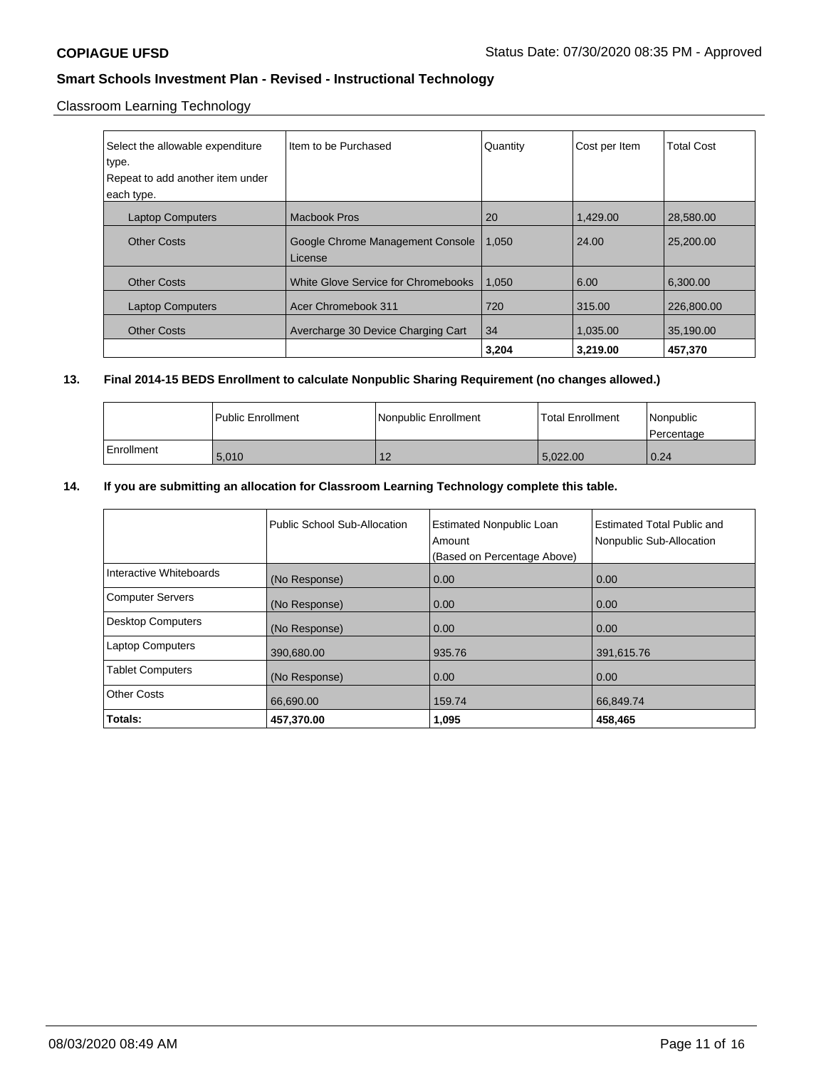**COPIAGUE UFSD** Status Date: 07/30/2020 08:35 PM - Approved

## Smart Schools Investment Plan - Revised - Instructional Technology

Classroom Learning Technology

| Select the allowable expenditure type. Repeat to add another item under each type. | Item to be Purchased | Quantity | Cost per Item | Total Cost |
|---|---|---|---|---|
| Laptop Computers | Macbook Pros | 20 | 1,429.00 | 28,580.00 |
| Other Costs | Google Chrome Management Console License | 1,050 | 24.00 | 25,200.00 |
| Other Costs | White Glove Service for Chromebooks | 1,050 | 6.00 | 6,300.00 |
| Laptop Computers | Acer Chromebook 311 | 720 | 315.00 | 226,800.00 |
| Other Costs | Avercharge 30 Device Charging Cart | 34 | 1,035.00 | 35,190.00 |
| | | **3,204** | **3,219.00** | **457,370** |

**13. Final 2014-15 BEDS Enrollment to calculate Nonpublic Sharing Requirement (no changes allowed.)**

| | Public Enrollment | Nonpublic Enrollment | Total Enrollment | Nonpublic Percentage |
|---|---|---|---|---|
| Enrollment | 5,010 | 12 | 5,022.00 | 0.24 |

**14. If you are submitting an allocation for Classroom Learning Technology complete this table.**

| | Public School Sub-Allocation | Estimated Nonpublic Loan Amount (Based on Percentage Above) | Estimated Total Public and Nonpublic Sub-Allocation |
|---|---|---|---|
| Interactive Whiteboards | (No Response) | 0.00 | 0.00 |
| Computer Servers | (No Response) | 0.00 | 0.00 |
| Desktop Computers | (No Response) | 0.00 | 0.00 |
| Laptop Computers | 390,680.00 | 935.76 | 391,615.76 |
| Tablet Computers | (No Response) | 0.00 | 0.00 |
| Other Costs | 66,690.00 | 159.74 | 66,849.74 |
| **Totals:** | **457,370.00** | **1,095** | **458,465** |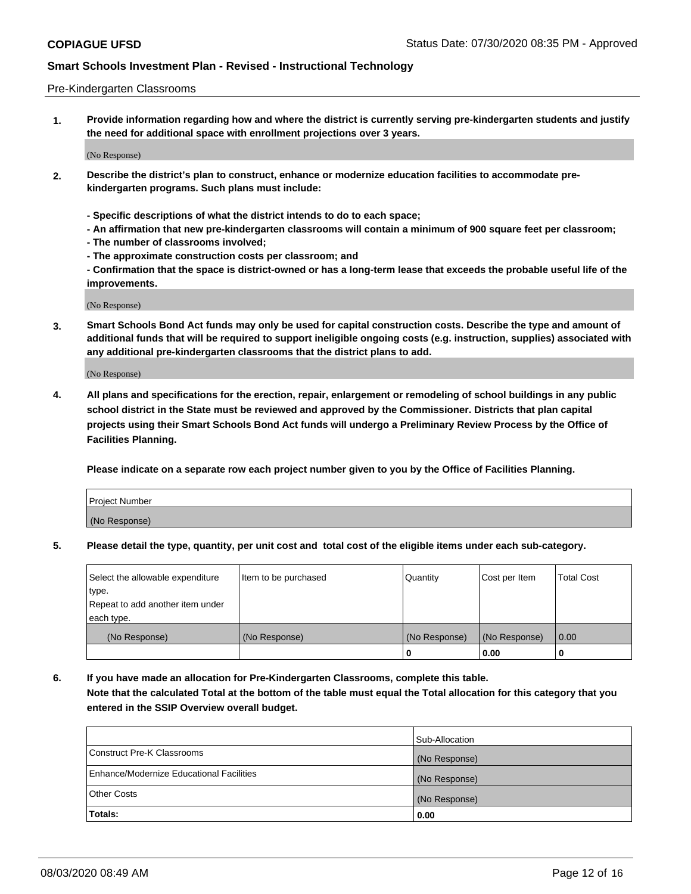Pre-Kindergarten Classrooms

**1. Provide information regarding how and where the district is currently serving pre-kindergarten students and justify the need for additional space with enrollment projections over 3 years.**

(No Response)

**2. Describe the district's plan to construct, enhance or modernize education facilities to accommodate pre-kindergarten programs. Such plans must include:**

**- Specific descriptions of what the district intends to do to each space;**
**- An affirmation that new pre-kindergarten classrooms will contain a minimum of 900 square feet per classroom;**
**- The number of classrooms involved;**
**- The approximate construction costs per classroom; and**
**- Confirmation that the space is district-owned or has a long-term lease that exceeds the probable useful life of the improvements.**

(No Response)

**3. Smart Schools Bond Act funds may only be used for capital construction costs. Describe the type and amount of additional funds that will be required to support ineligible ongoing costs (e.g. instruction, supplies) associated with any additional pre-kindergarten classrooms that the district plans to add.**

(No Response)

**4. All plans and specifications for the erection, repair, enlargement or remodeling of school buildings in any public school district in the State must be reviewed and approved by the Commissioner. Districts that plan capital projects using their Smart Schools Bond Act funds will undergo a Preliminary Review Process by the Office of Facilities Planning.**

**Please indicate on a separate row each project number given to you by the Office of Facilities Planning.**

| Project Number |
|---|
| (No Response) |

**5. Please detail the type, quantity, per unit cost and total cost of the eligible items under each sub-category.**

| Select the allowable expenditure type.<br>Repeat to add another item under each type. | Item to be purchased | Quantity | Cost per Item | Total Cost |
|---|---|---|---|---|
| (No Response) | (No Response) | (No Response) | (No Response) | 0.00 |
| | | 0 | 0.00 | 0 |

**6. If you have made an allocation for Pre-Kindergarten Classrooms, complete this table.**
**Note that the calculated Total at the bottom of the table must equal the Total allocation for this category that you entered in the SSIP Overview overall budget.**

| | Sub-Allocation |
|---|---|
| Construct Pre-K Classrooms | (No Response) |
| Enhance/Modernize Educational Facilities | (No Response) |
| Other Costs | (No Response) |
| **Totals:** | **0.00** |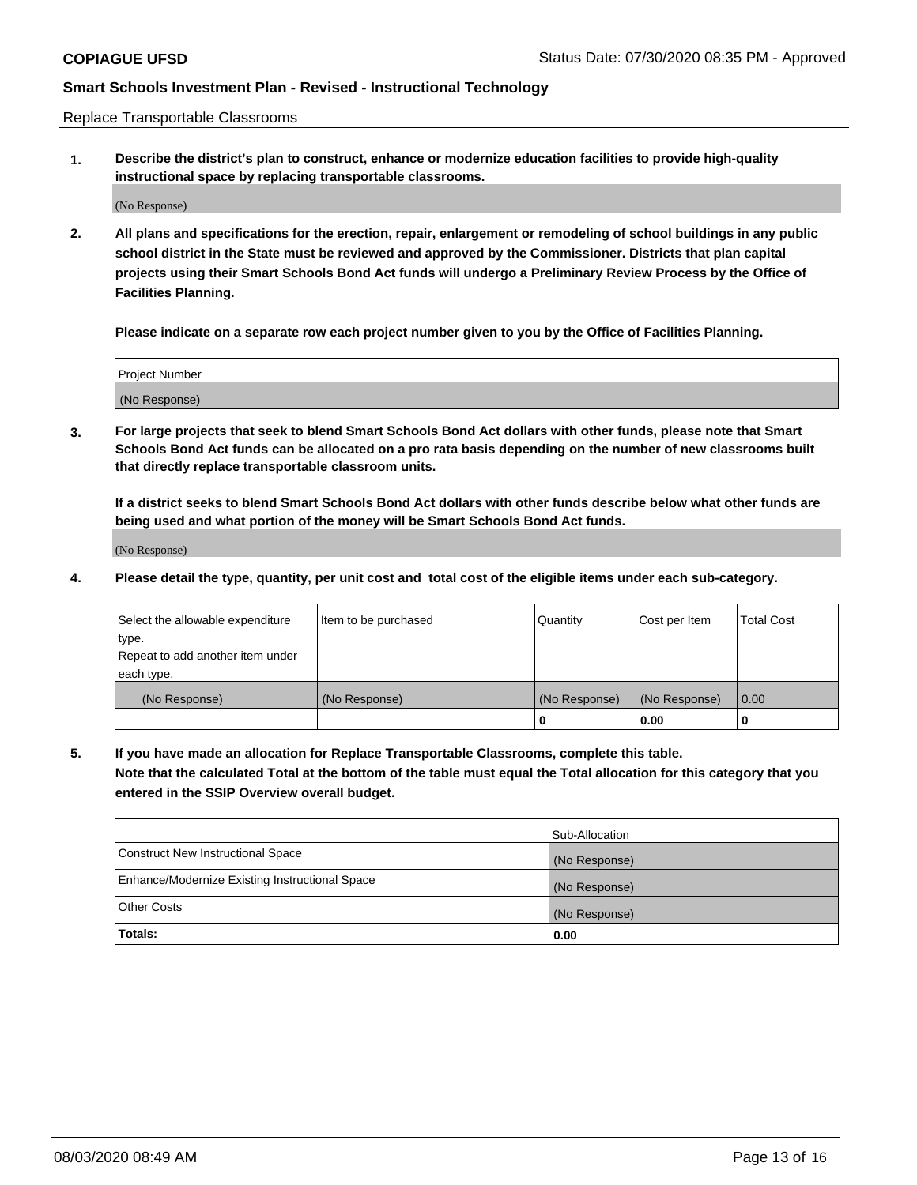Replace Transportable Classrooms

**1. Describe the district's plan to construct, enhance or modernize education facilities to provide high-quality instructional space by replacing transportable classrooms.**

(No Response)

**2. All plans and specifications for the erection, repair, enlargement or remodeling of school buildings in any public school district in the State must be reviewed and approved by the Commissioner. Districts that plan capital projects using their Smart Schools Bond Act funds will undergo a Preliminary Review Process by the Office of Facilities Planning.**

**Please indicate on a separate row each project number given to you by the Office of Facilities Planning.**

| Project Number |
|---|
| (No Response) |

**3. For large projects that seek to blend Smart Schools Bond Act dollars with other funds, please note that Smart Schools Bond Act funds can be allocated on a pro rata basis depending on the number of new classrooms built that directly replace transportable classroom units.**

**If a district seeks to blend Smart Schools Bond Act dollars with other funds describe below what other funds are being used and what portion of the money will be Smart Schools Bond Act funds.**

(No Response)

**4. Please detail the type, quantity, per unit cost and total cost of the eligible items under each sub-category.**

| Select the allowable expenditure type. Repeat to add another item under each type. | Item to be purchased | Quantity | Cost per Item | Total Cost |
|---|---|---|---|---|
| (No Response) | (No Response) | (No Response) | (No Response) | 0.00 |
| | | 0 | 0.00 | 0 |

**5. If you have made an allocation for Replace Transportable Classrooms, complete this table. Note that the calculated Total at the bottom of the table must equal the Total allocation for this category that you entered in the SSIP Overview overall budget.**

| | Sub-Allocation |
|---|---|
| Construct New Instructional Space | (No Response) |
| Enhance/Modernize Existing Instructional Space | (No Response) |
| Other Costs | (No Response) |
| **Totals:** | **0.00** |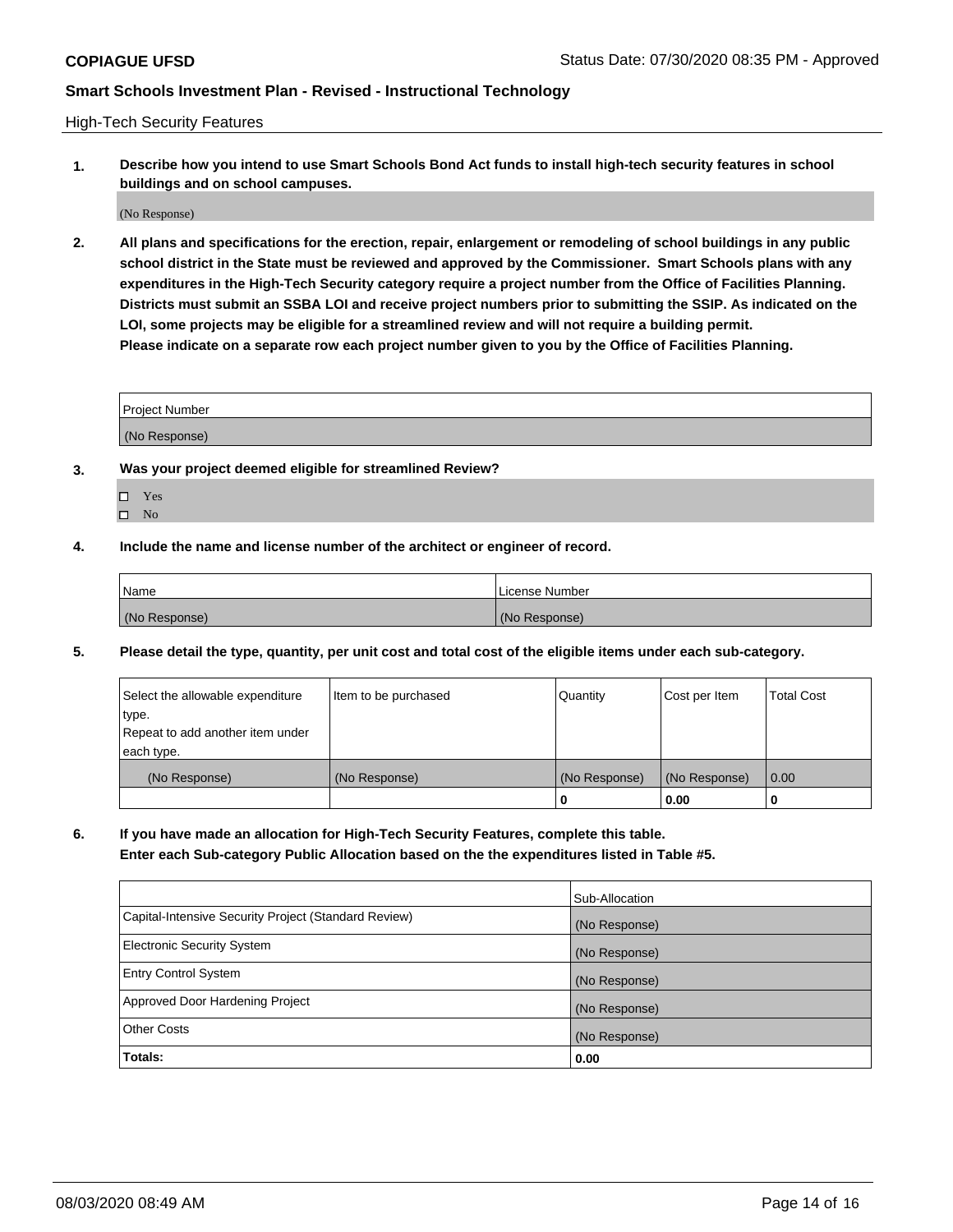**COPIAGUE UFSD** Status Date: 07/30/2020 08:35 PM - Approved

## Smart Schools Investment Plan - Revised - Instructional Technology

High-Tech Security Features

**1. Describe how you intend to use Smart Schools Bond Act funds to install high-tech security features in school buildings and on school campuses.**

(No Response)

**2. All plans and specifications for the erection, repair, enlargement or remodeling of school buildings in any public school district in the State must be reviewed and approved by the Commissioner. Smart Schools plans with any expenditures in the High-Tech Security category require a project number from the Office of Facilities Planning. Districts must submit an SSBA LOI and receive project numbers prior to submitting the SSIP. As indicated on the LOI, some projects may be eligible for a streamlined review and will not require a building permit.**
**Please indicate on a separate row each project number given to you by the Office of Facilities Planning.**

| Project Number |
|---|
| (No Response) |

**3. Was your project deemed eligible for streamlined Review?**

- ☐ Yes
- ☐ No

**4. Include the name and license number of the architect or engineer of record.**

| Name | License Number |
|---|---|
| (No Response) | (No Response) |

**5. Please detail the type, quantity, per unit cost and total cost of the eligible items under each sub-category.**

| Select the allowable expenditure type. Repeat to add another item under each type. | Item to be purchased | Quantity | Cost per Item | Total Cost |
|---|---|---|---|---|
| (No Response) | (No Response) | (No Response) | (No Response) | 0.00 |
| | | 0 | 0.00 | 0 |

**6. If you have made an allocation for High-Tech Security Features, complete this table.**
**Enter each Sub-category Public Allocation based on the the expenditures listed in Table #5.**

| | Sub-Allocation |
|---|---|
| Capital-Intensive Security Project (Standard Review) | (No Response) |
| Electronic Security System | (No Response) |
| Entry Control System | (No Response) |
| Approved Door Hardening Project | (No Response) |
| Other Costs | (No Response) |
| **Totals:** | **0.00** |

08/03/2020 08:49 AM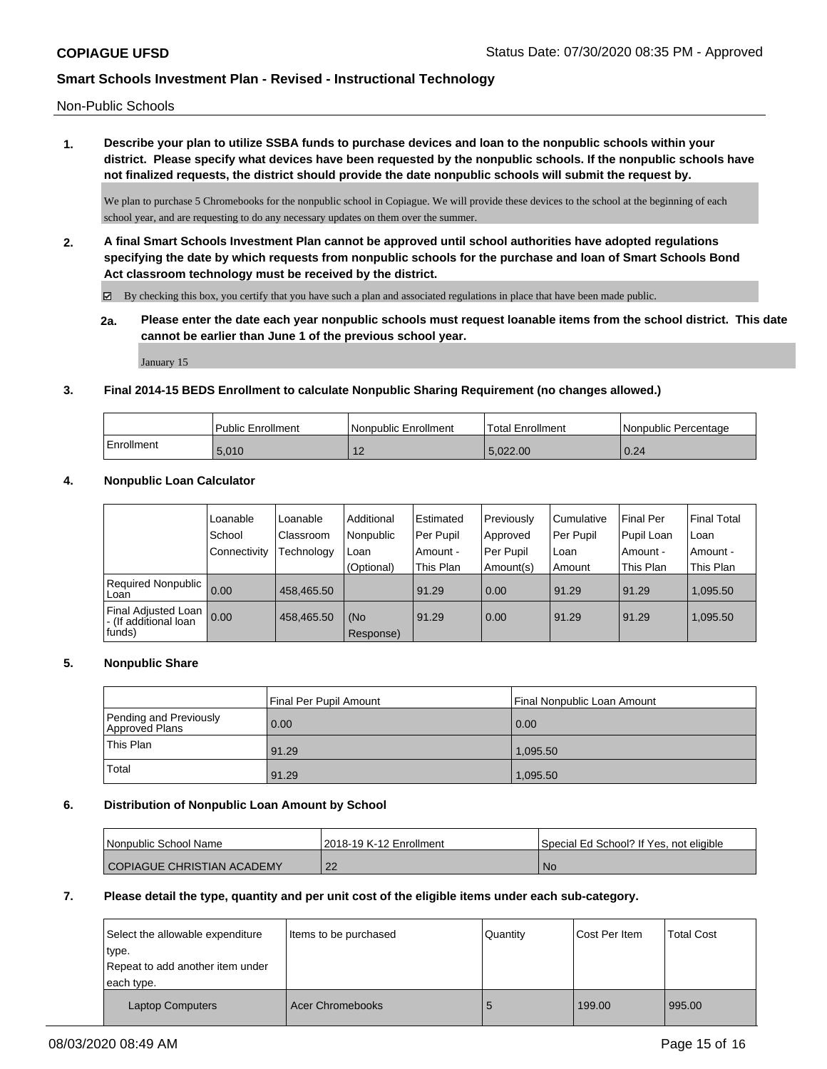## Smart Schools Investment Plan - Revised - Instructional Technology

Non-Public Schools

**1. Describe your plan to utilize SSBA funds to purchase devices and loan to the nonpublic schools within your district. Please specify what devices have been requested by the nonpublic schools. If the nonpublic schools have not finalized requests, the district should provide the date nonpublic schools will submit the request by.**

We plan to purchase 5 Chromebooks for the nonpublic school in Copiague. We will provide these devices to the school at the beginning of each school year, and are requesting to do any necessary updates on them over the summer.

**2. A final Smart Schools Investment Plan cannot be approved until school authorities have adopted regulations specifying the date by which requests from nonpublic schools for the purchase and loan of Smart Schools Bond Act classroom technology must be received by the district.**

☑ By checking this box, you certify that you have such a plan and associated regulations in place that have been made public.

**2a. Please enter the date each year nonpublic schools must request loanable items from the school district. This date cannot be earlier than June 1 of the previous school year.**

January 15

**3. Final 2014-15 BEDS Enrollment to calculate Nonpublic Sharing Requirement (no changes allowed.)**

| | Public Enrollment | Nonpublic Enrollment | Total Enrollment | Nonpublic Percentage |
|---|---|---|---|---|
| Enrollment | 5,010 | 12 | 5,022.00 | 0.24 |

**4. Nonpublic Loan Calculator**

| | Loanable School Connectivity | Loanable Classroom Technology | Additional Nonpublic Loan (Optional) | Estimated Per Pupil Amount - This Plan | Previously Approved Per Pupil Amount(s) | Cumulative Per Pupil Loan Amount | Final Per Pupil Loan Amount - This Plan | Final Total Loan Amount - This Plan |
|---|---|---|---|---|---|---|---|---|
| Required Nonpublic Loan | 0.00 | 458,465.50 | | 91.29 | 0.00 | 91.29 | 91.29 | 1,095.50 |
| Final Adjusted Loan - (If additional loan funds) | 0.00 | 458,465.50 | (No Response) | 91.29 | 0.00 | 91.29 | 91.29 | 1,095.50 |

**5. Nonpublic Share**

| | Final Per Pupil Amount | Final Nonpublic Loan Amount |
|---|---|---|
| Pending and Previously Approved Plans | 0.00 | 0.00 |
| This Plan | 91.29 | 1,095.50 |
| Total | 91.29 | 1,095.50 |

**6. Distribution of Nonpublic Loan Amount by School**

| Nonpublic School Name | 2018-19 K-12 Enrollment | Special Ed School? If Yes, not eligible |
|---|---|---|
| COPIAGUE CHRISTIAN ACADEMY | 22 | No |

**7. Please detail the type, quantity and per unit cost of the eligible items under each sub-category.**

| Select the allowable expenditure type. Repeat to add another item under each type. | Items to be purchased | Quantity | Cost Per Item | Total Cost |
|---|---|---|---|---|
| Laptop Computers | Acer Chromebooks | 5 | 199.00 | 995.00 |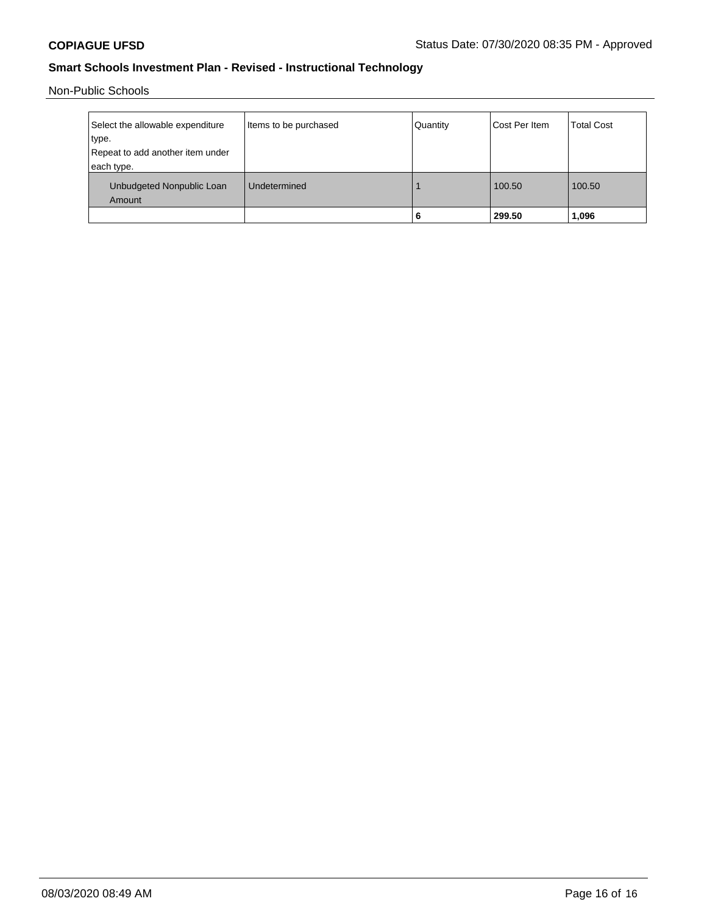**COPIAGUE UFSD** Status Date: 07/30/2020 08:35 PM - Approved

## Smart Schools Investment Plan - Revised - Instructional Technology

Non-Public Schools

| Select the allowable expenditure type. Repeat to add another item under each type. | Items to be purchased | Quantity | Cost Per Item | Total Cost |
|---|---|---|---|---|
| Unbudgeted Nonpublic Loan Amount | Undetermined | 1 | 100.50 | 100.50 |
| | | **6** | **299.50** | **1,096** |